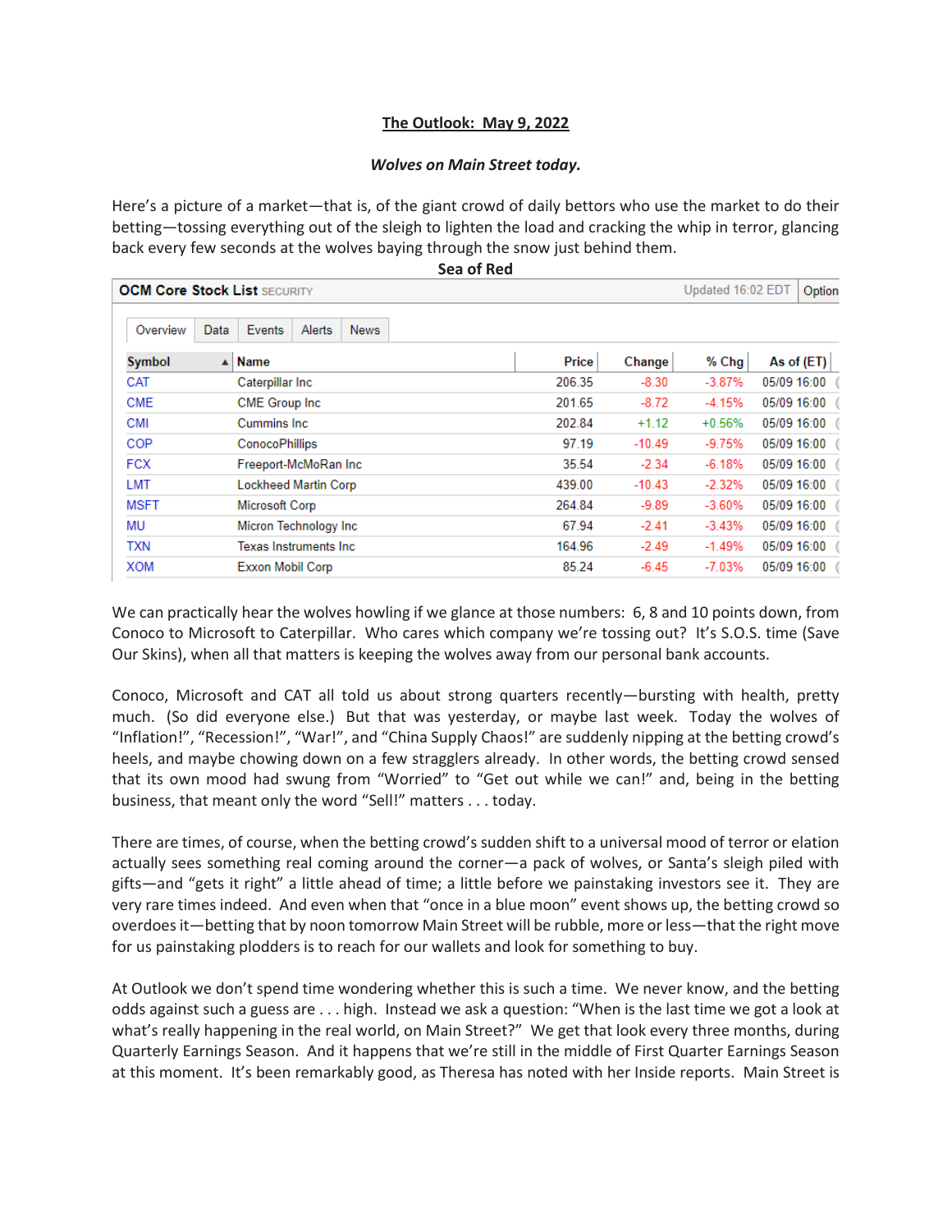# The Outlook: May 9, 2022

***Wolves on Main Street today.***

Here's a picture of a market—that is, of the giant crowd of daily bettors who use the market to do their betting—tossing everything out of the sleigh to lighten the load and cracking the whip in terror, glancing back every few seconds at the wolves baying through the snow just behind them.

**Sea of Red**

OCM Core Stock List SECURITY — Updated 16:02 EDT

| Symbol | Name | Price | Change | % Chg | As of (ET) |
|---|---|---|---|---|---|
| CAT | Caterpillar Inc | 206.35 | -8.30 | -3.87% | 05/09 16:00 |
| CME | CME Group Inc | 201.65 | -8.72 | -4.15% | 05/09 16:00 |
| CMI | Cummins Inc | 202.84 | +1.12 | +0.56% | 05/09 16:00 |
| COP | ConocoPhillips | 97.19 | -10.49 | -9.75% | 05/09 16:00 |
| FCX | Freeport-McMoRan Inc | 35.54 | -2.34 | -6.18% | 05/09 16:00 |
| LMT | Lockheed Martin Corp | 439.00 | -10.43 | -2.32% | 05/09 16:00 |
| MSFT | Microsoft Corp | 264.84 | -9.89 | -3.60% | 05/09 16:00 |
| MU | Micron Technology Inc | 67.94 | -2.41 | -3.43% | 05/09 16:00 |
| TXN | Texas Instruments Inc | 164.96 | -2.49 | -1.49% | 05/09 16:00 |
| XOM | Exxon Mobil Corp | 85.24 | -6.45 | -7.03% | 05/09 16:00 |

We can practically hear the wolves howling if we glance at those numbers: 6, 8 and 10 points down, from Conoco to Microsoft to Caterpillar. Who cares which company we're tossing out? It's S.O.S. time (Save Our Skins), when all that matters is keeping the wolves away from our personal bank accounts.

Conoco, Microsoft and CAT all told us about strong quarters recently—bursting with health, pretty much. (So did everyone else.) But that was yesterday, or maybe last week. Today the wolves of "Inflation!", "Recession!", "War!", and "China Supply Chaos!" are suddenly nipping at the betting crowd's heels, and maybe chowing down on a few stragglers already. In other words, the betting crowd sensed that its own mood had swung from "Worried" to "Get out while we can!" and, being in the betting business, that meant only the word "Sell!" matters . . . today.

There are times, of course, when the betting crowd's sudden shift to a universal mood of terror or elation actually sees something real coming around the corner—a pack of wolves, or Santa's sleigh piled with gifts—and "gets it right" a little ahead of time; a little before we painstaking investors see it. They are very rare times indeed. And even when that "once in a blue moon" event shows up, the betting crowd so overdoes it—betting that by noon tomorrow Main Street will be rubble, more or less—that the right move for us painstaking plodders is to reach for our wallets and look for something to buy.

At Outlook we don't spend time wondering whether this is such a time. We never know, and the betting odds against such a guess are . . . high. Instead we ask a question: "When is the last time we got a look at what's really happening in the real world, on Main Street?" We get that look every three months, during Quarterly Earnings Season. And it happens that we're still in the middle of First Quarter Earnings Season at this moment. It's been remarkably good, as Theresa has noted with her Inside reports. Main Street is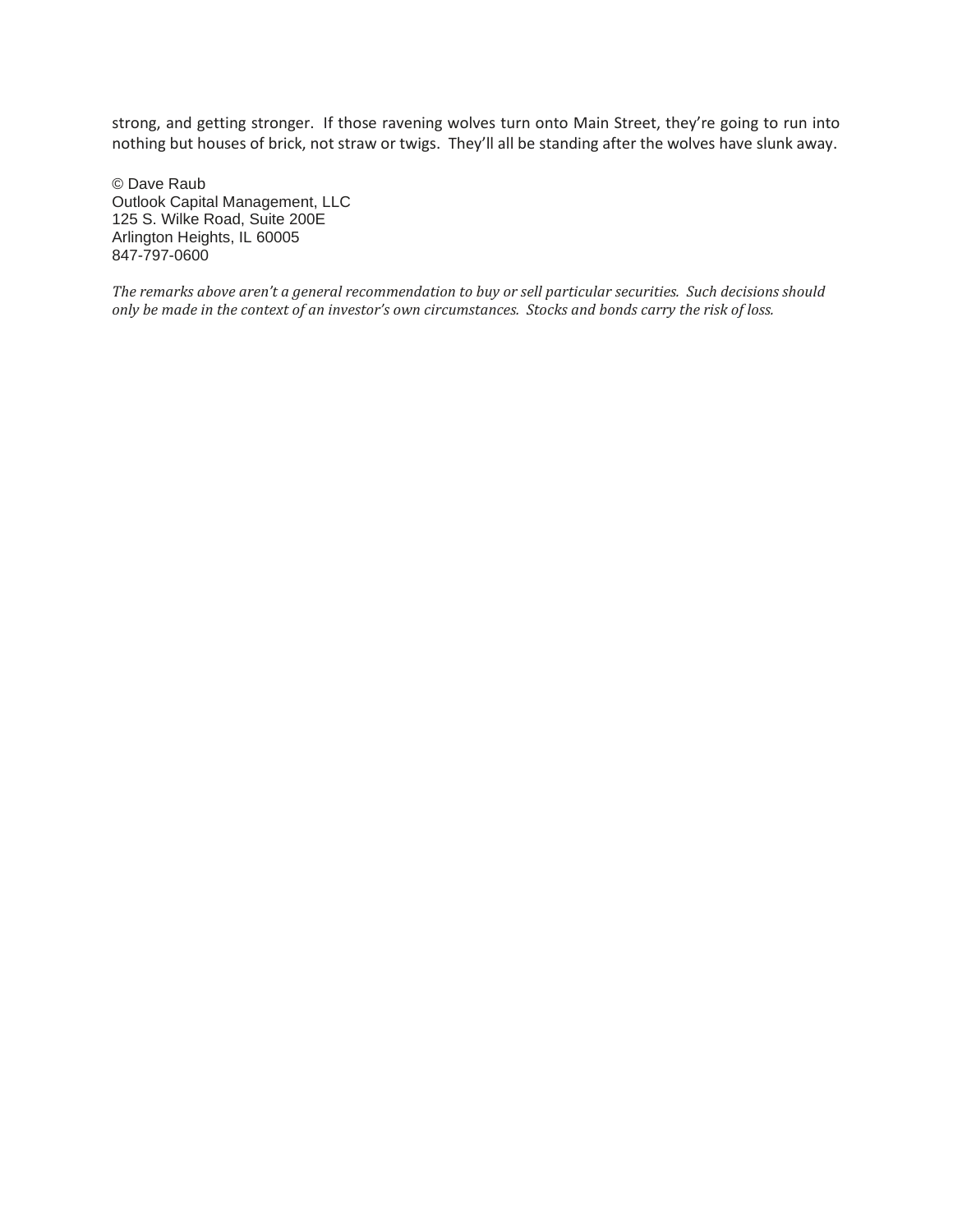strong, and getting stronger. If those ravening wolves turn onto Main Street, they're going to run into nothing but houses of brick, not straw or twigs. They'll all be standing after the wolves have slunk away.

© Dave Raub
Outlook Capital Management, LLC
125 S. Wilke Road, Suite 200E
Arlington Heights, IL 60005
847-797-0600

*The remarks above aren't a general recommendation to buy or sell particular securities. Such decisions should only be made in the context of an investor's own circumstances. Stocks and bonds carry the risk of loss.*